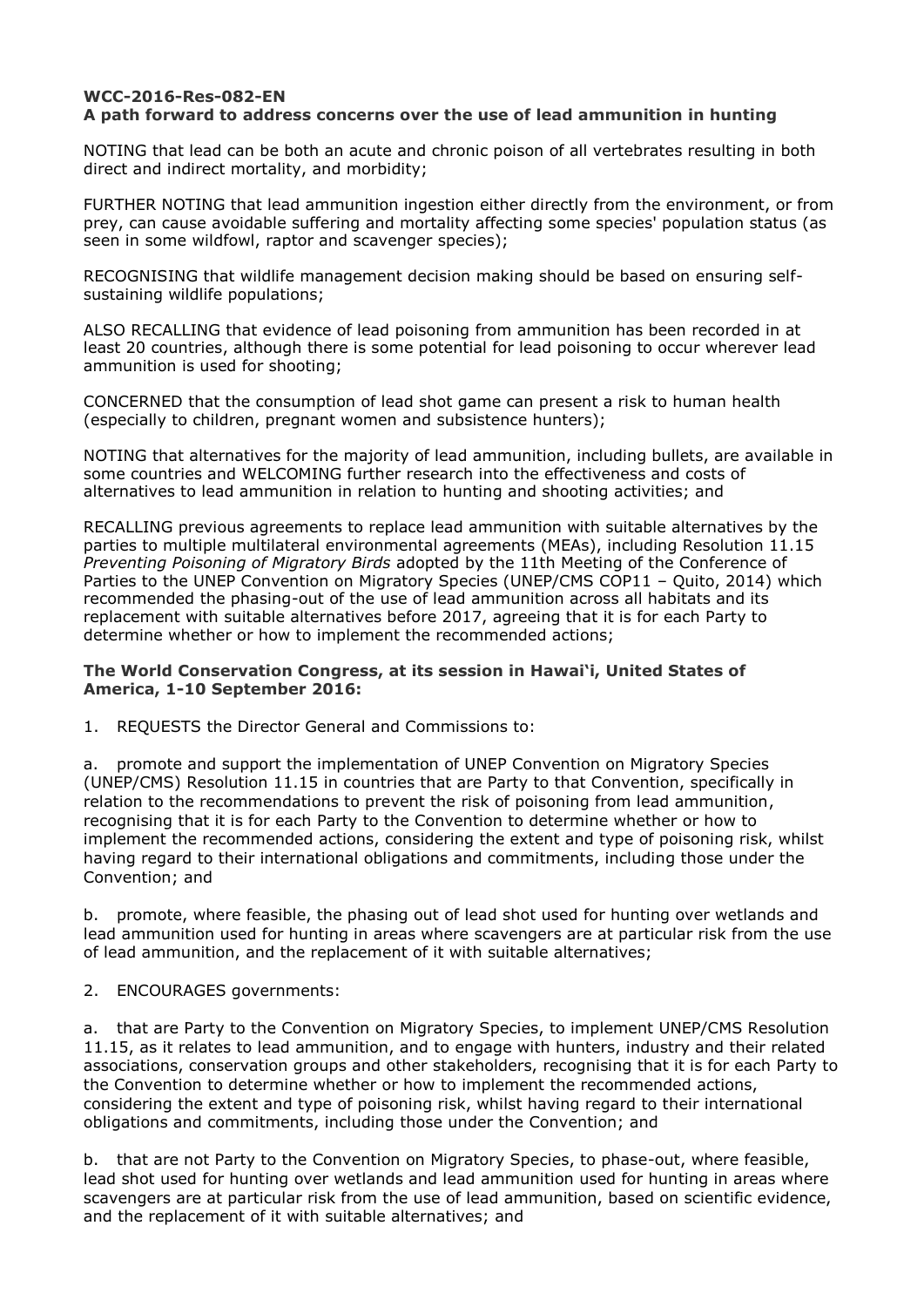**WCC-2016-Res-082-EN**
**A path forward to address concerns over the use of lead ammunition in hunting**

NOTING that lead can be both an acute and chronic poison of all vertebrates resulting in both direct and indirect mortality, and morbidity;

FURTHER NOTING that lead ammunition ingestion either directly from the environment, or from prey, can cause avoidable suffering and mortality affecting some species' population status (as seen in some wildfowl, raptor and scavenger species);

RECOGNISING that wildlife management decision making should be based on ensuring self-sustaining wildlife populations;

ALSO RECALLING that evidence of lead poisoning from ammunition has been recorded in at least 20 countries, although there is some potential for lead poisoning to occur wherever lead ammunition is used for shooting;

CONCERNED that the consumption of lead shot game can present a risk to human health (especially to children, pregnant women and subsistence hunters);

NOTING that alternatives for the majority of lead ammunition, including bullets, are available in some countries and WELCOMING further research into the effectiveness and costs of alternatives to lead ammunition in relation to hunting and shooting activities; and

RECALLING previous agreements to replace lead ammunition with suitable alternatives by the parties to multiple multilateral environmental agreements (MEAs), including Resolution 11.15 *Preventing Poisoning of Migratory Birds* adopted by the 11th Meeting of the Conference of Parties to the UNEP Convention on Migratory Species (UNEP/CMS COP11 – Quito, 2014) which recommended the phasing-out of the use of lead ammunition across all habitats and its replacement with suitable alternatives before 2017, agreeing that it is for each Party to determine whether or how to implement the recommended actions;

**The World Conservation Congress, at its session in Hawai'i, United States of America, 1-10 September 2016:**

1. REQUESTS the Director General and Commissions to:

a. promote and support the implementation of UNEP Convention on Migratory Species (UNEP/CMS) Resolution 11.15 in countries that are Party to that Convention, specifically in relation to the recommendations to prevent the risk of poisoning from lead ammunition, recognising that it is for each Party to the Convention to determine whether or how to implement the recommended actions, considering the extent and type of poisoning risk, whilst having regard to their international obligations and commitments, including those under the Convention; and

b. promote, where feasible, the phasing out of lead shot used for hunting over wetlands and lead ammunition used for hunting in areas where scavengers are at particular risk from the use of lead ammunition, and the replacement of it with suitable alternatives;

2. ENCOURAGES governments:

a. that are Party to the Convention on Migratory Species, to implement UNEP/CMS Resolution 11.15, as it relates to lead ammunition, and to engage with hunters, industry and their related associations, conservation groups and other stakeholders, recognising that it is for each Party to the Convention to determine whether or how to implement the recommended actions, considering the extent and type of poisoning risk, whilst having regard to their international obligations and commitments, including those under the Convention; and

b. that are not Party to the Convention on Migratory Species, to phase-out, where feasible, lead shot used for hunting over wetlands and lead ammunition used for hunting in areas where scavengers are at particular risk from the use of lead ammunition, based on scientific evidence, and the replacement of it with suitable alternatives; and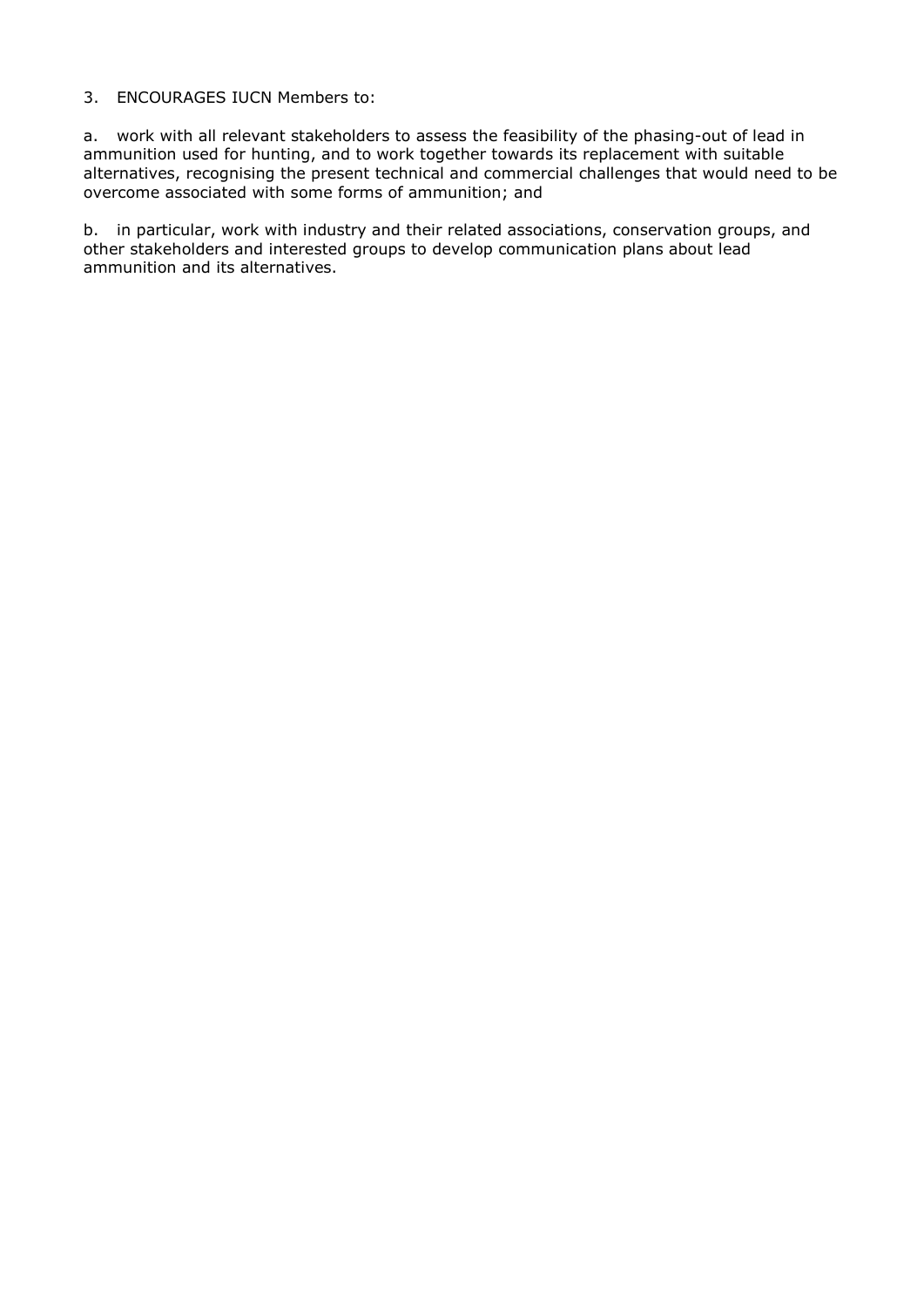3. ENCOURAGES IUCN Members to:

a. work with all relevant stakeholders to assess the feasibility of the phasing-out of lead in ammunition used for hunting, and to work together towards its replacement with suitable alternatives, recognising the present technical and commercial challenges that would need to be overcome associated with some forms of ammunition; and

b. in particular, work with industry and their related associations, conservation groups, and other stakeholders and interested groups to develop communication plans about lead ammunition and its alternatives.